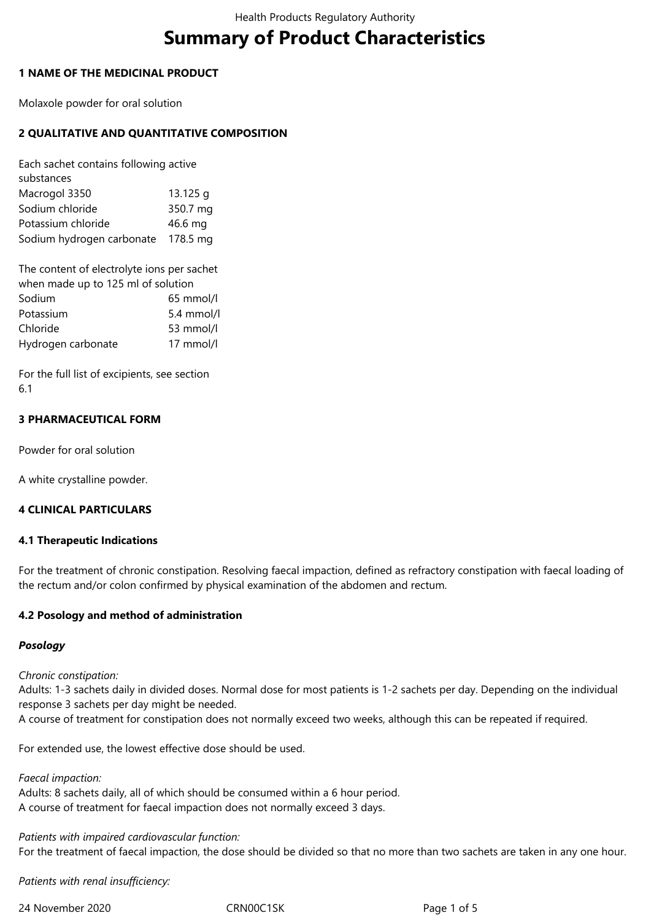# Summary of Product Characteristics

## 1 NAME OF THE MEDICINAL PRODUCT

Molaxole powder for oral solution

## 2 QUALITATIVE AND QUANTITATIVE COMPOSITION

Each sachet contains following active substances

| | |
|---|---|
| Macrogol 3350 | 13.125 g |
| Sodium chloride | 350.7 mg |
| Potassium chloride | 46.6 mg |
| Sodium hydrogen carbonate | 178.5 mg |

The content of electrolyte ions per sachet when made up to 125 ml of solution

| | |
|---|---|
| Sodium | 65 mmol/l |
| Potassium | 5.4 mmol/l |
| Chloride | 53 mmol/l |
| Hydrogen carbonate | 17 mmol/l |

For the full list of excipients, see section 6.1

## 3 PHARMACEUTICAL FORM

Powder for oral solution

A white crystalline powder.

## 4 CLINICAL PARTICULARS

### 4.1 Therapeutic Indications

For the treatment of chronic constipation. Resolving faecal impaction, defined as refractory constipation with faecal loading of the rectum and/or colon confirmed by physical examination of the abdomen and rectum.

### 4.2 Posology and method of administration

***Posology***

*Chronic constipation:*
Adults: 1-3 sachets daily in divided doses. Normal dose for most patients is 1-2 sachets per day. Depending on the individual response 3 sachets per day might be needed.
A course of treatment for constipation does not normally exceed two weeks, although this can be repeated if required.

For extended use, the lowest effective dose should be used.

*Faecal impaction:*
Adults: 8 sachets daily, all of which should be consumed within a 6 hour period.
A course of treatment for faecal impaction does not normally exceed 3 days.

*Patients with impaired cardiovascular function:*
For the treatment of faecal impaction, the dose should be divided so that no more than two sachets are taken in any one hour.

*Patients with renal insufficiency:*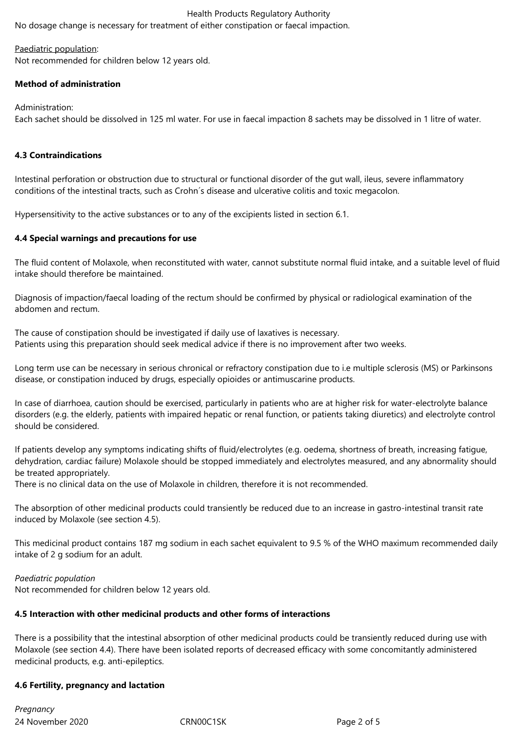No dosage change is necessary for treatment of either constipation or faecal impaction.

Paediatric population:
Not recommended for children below 12 years old.

**Method of administration**

Administration:
Each sachet should be dissolved in 125 ml water. For use in faecal impaction 8 sachets may be dissolved in 1 litre of water.

**4.3 Contraindications**

Intestinal perforation or obstruction due to structural or functional disorder of the gut wall, ileus, severe inflammatory conditions of the intestinal tracts, such as Crohn´s disease and ulcerative colitis and toxic megacolon.

Hypersensitivity to the active substances or to any of the excipients listed in section 6.1.

**4.4 Special warnings and precautions for use**

The fluid content of Molaxole, when reconstituted with water, cannot substitute normal fluid intake, and a suitable level of fluid intake should therefore be maintained.

Diagnosis of impaction/faecal loading of the rectum should be confirmed by physical or radiological examination of the abdomen and rectum.

The cause of constipation should be investigated if daily use of laxatives is necessary.
Patients using this preparation should seek medical advice if there is no improvement after two weeks.

Long term use can be necessary in serious chronical or refractory constipation due to i.e multiple sclerosis (MS) or Parkinsons disease, or constipation induced by drugs, especially opioides or antimuscarine products.

In case of diarrhoea, caution should be exercised, particularly in patients who are at higher risk for water-electrolyte balance disorders (e.g. the elderly, patients with impaired hepatic or renal function, or patients taking diuretics) and electrolyte control should be considered.

If patients develop any symptoms indicating shifts of fluid/electrolytes (e.g. oedema, shortness of breath, increasing fatigue, dehydration, cardiac failure) Molaxole should be stopped immediately and electrolytes measured, and any abnormality should be treated appropriately.
There is no clinical data on the use of Molaxole in children, therefore it is not recommended.

The absorption of other medicinal products could transiently be reduced due to an increase in gastro-intestinal transit rate induced by Molaxole (see section 4.5).

This medicinal product contains 187 mg sodium in each sachet equivalent to 9.5 % of the WHO maximum recommended daily intake of 2 g sodium for an adult.

*Paediatric population*
Not recommended for children below 12 years old.

**4.5 Interaction with other medicinal products and other forms of interactions**

There is a possibility that the intestinal absorption of other medicinal products could be transiently reduced during use with Molaxole (see section 4.4). There have been isolated reports of decreased efficacy with some concomitantly administered medicinal products, e.g. anti-epileptics.

**4.6 Fertility, pregnancy and lactation**

*Pregnancy*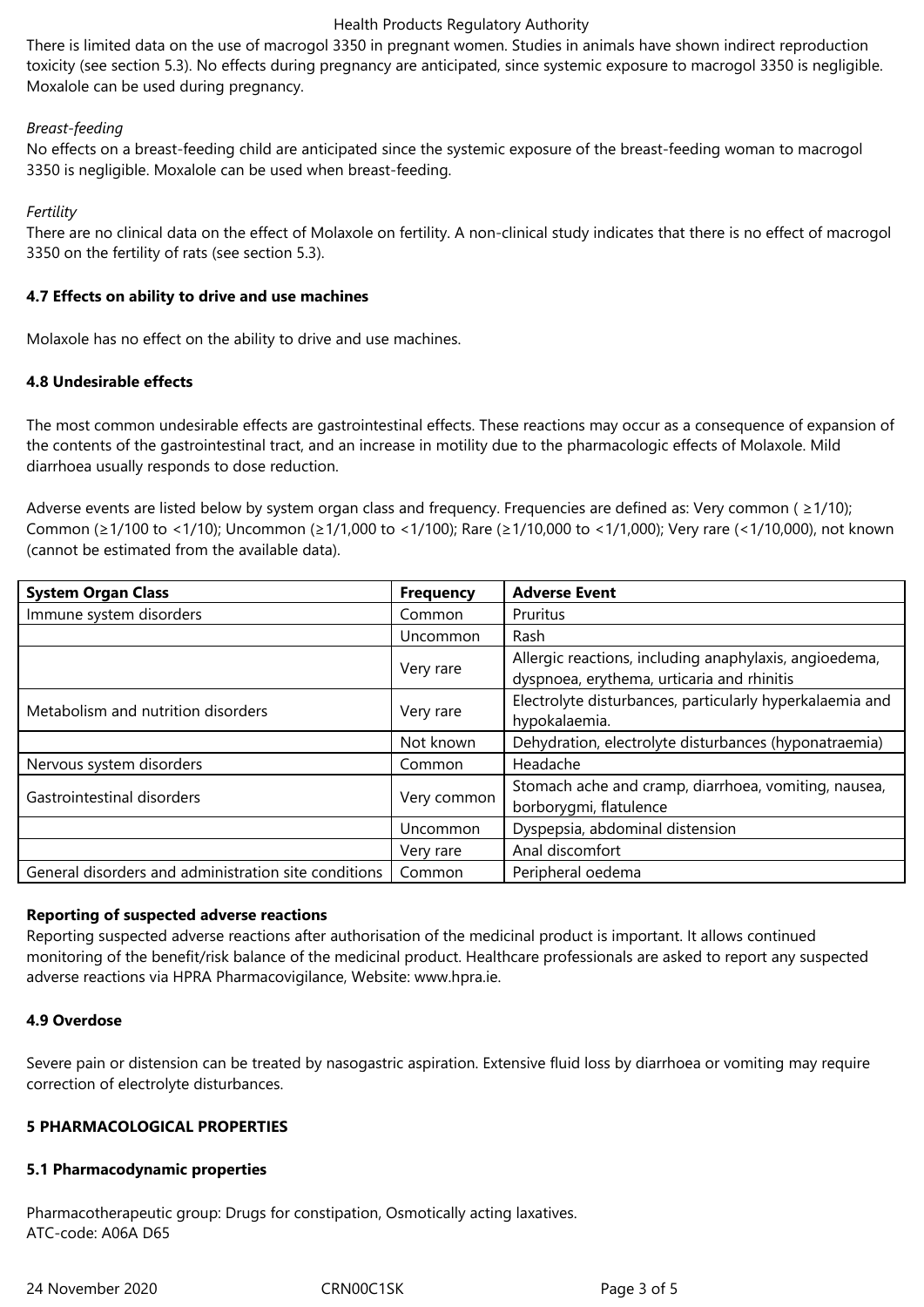There is limited data on the use of macrogol 3350 in pregnant women. Studies in animals have shown indirect reproduction toxicity (see section 5.3). No effects during pregnancy are anticipated, since systemic exposure to macrogol 3350 is negligible. Moxalole can be used during pregnancy.

*Breast-feeding*

No effects on a breast-feeding child are anticipated since the systemic exposure of the breast-feeding woman to macrogol 3350 is negligible. Moxalole can be used when breast-feeding.

*Fertility*

There are no clinical data on the effect of Molaxole on fertility. A non-clinical study indicates that there is no effect of macrogol 3350 on the fertility of rats (see section 5.3).

**4.7 Effects on ability to drive and use machines**

Molaxole has no effect on the ability to drive and use machines.

**4.8 Undesirable effects**

The most common undesirable effects are gastrointestinal effects. These reactions may occur as a consequence of expansion of the contents of the gastrointestinal tract, and an increase in motility due to the pharmacologic effects of Molaxole. Mild diarrhoea usually responds to dose reduction.

Adverse events are listed below by system organ class and frequency. Frequencies are defined as: Very common ( ≥1/10); Common (≥1/100 to <1/10); Uncommon (≥1/1,000 to <1/100); Rare (≥1/10,000 to <1/1,000); Very rare (<1/10,000), not known (cannot be estimated from the available data).

| System Organ Class | Frequency | Adverse Event |
|---|---|---|
| Immune system disorders | Common | Pruritus |
| | Uncommon | Rash |
| | Very rare | Allergic reactions, including anaphylaxis, angioedema, dyspnoea, erythema, urticaria and rhinitis |
| Metabolism and nutrition disorders | Very rare | Electrolyte disturbances, particularly hyperkalaemia and hypokalaemia. |
| | Not known | Dehydration, electrolyte disturbances (hyponatraemia) |
| Nervous system disorders | Common | Headache |
| Gastrointestinal disorders | Very common | Stomach ache and cramp, diarrhoea, vomiting, nausea, borborygmi, flatulence |
| | Uncommon | Dyspepsia, abdominal distension |
| | Very rare | Anal discomfort |
| General disorders and administration site conditions | Common | Peripheral oedema |

**Reporting of suspected adverse reactions**

Reporting suspected adverse reactions after authorisation of the medicinal product is important. It allows continued monitoring of the benefit/risk balance of the medicinal product. Healthcare professionals are asked to report any suspected adverse reactions via HPRA Pharmacovigilance, Website: www.hpra.ie.

**4.9 Overdose**

Severe pain or distension can be treated by nasogastric aspiration. Extensive fluid loss by diarrhoea or vomiting may require correction of electrolyte disturbances.

**5 PHARMACOLOGICAL PROPERTIES**

**5.1 Pharmacodynamic properties**

Pharmacotherapeutic group: Drugs for constipation, Osmotically acting laxatives.
ATC-code: A06A D65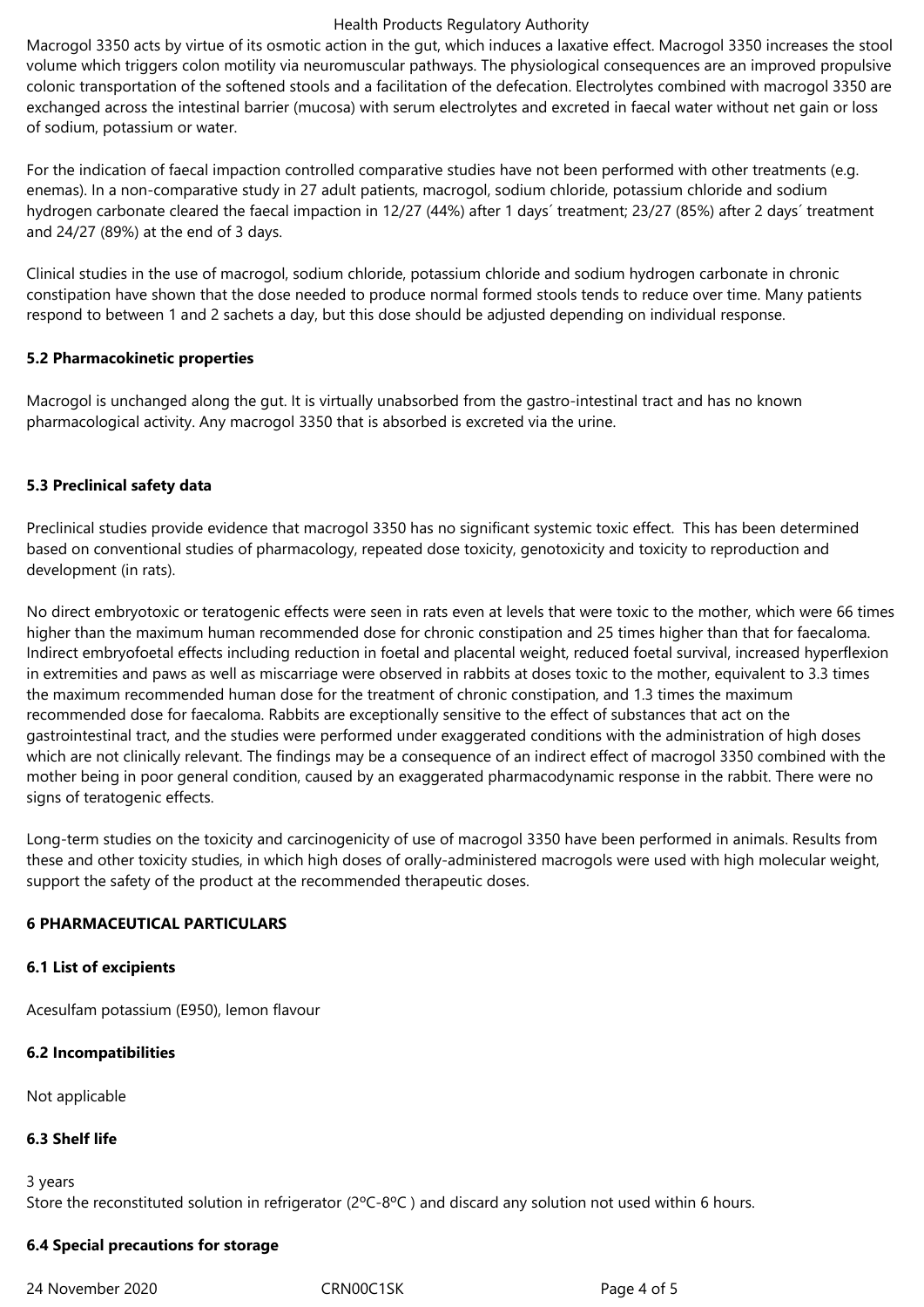Macrogol 3350 acts by virtue of its osmotic action in the gut, which induces a laxative effect. Macrogol 3350 increases the stool volume which triggers colon motility via neuromuscular pathways. The physiological consequences are an improved propulsive colonic transportation of the softened stools and a facilitation of the defecation. Electrolytes combined with macrogol 3350 are exchanged across the intestinal barrier (mucosa) with serum electrolytes and excreted in faecal water without net gain or loss of sodium, potassium or water.

For the indication of faecal impaction controlled comparative studies have not been performed with other treatments (e.g. enemas). In a non-comparative study in 27 adult patients, macrogol, sodium chloride, potassium chloride and sodium hydrogen carbonate cleared the faecal impaction in 12/27 (44%) after 1 days´ treatment; 23/27 (85%) after 2 days´ treatment and 24/27 (89%) at the end of 3 days.

Clinical studies in the use of macrogol, sodium chloride, potassium chloride and sodium hydrogen carbonate in chronic constipation have shown that the dose needed to produce normal formed stools tends to reduce over time. Many patients respond to between 1 and 2 sachets a day, but this dose should be adjusted depending on individual response.

**5.2 Pharmacokinetic properties**

Macrogol is unchanged along the gut. It is virtually unabsorbed from the gastro-intestinal tract and has no known pharmacological activity. Any macrogol 3350 that is absorbed is excreted via the urine.

**5.3 Preclinical safety data**

Preclinical studies provide evidence that macrogol 3350 has no significant systemic toxic effect. This has been determined based on conventional studies of pharmacology, repeated dose toxicity, genotoxicity and toxicity to reproduction and development (in rats).

No direct embryotoxic or teratogenic effects were seen in rats even at levels that were toxic to the mother, which were 66 times higher than the maximum human recommended dose for chronic constipation and 25 times higher than that for faecaloma. Indirect embryofoetal effects including reduction in foetal and placental weight, reduced foetal survival, increased hyperflexion in extremities and paws as well as miscarriage were observed in rabbits at doses toxic to the mother, equivalent to 3.3 times the maximum recommended human dose for the treatment of chronic constipation, and 1.3 times the maximum recommended dose for faecaloma. Rabbits are exceptionally sensitive to the effect of substances that act on the gastrointestinal tract, and the studies were performed under exaggerated conditions with the administration of high doses which are not clinically relevant. The findings may be a consequence of an indirect effect of macrogol 3350 combined with the mother being in poor general condition, caused by an exaggerated pharmacodynamic response in the rabbit. There were no signs of teratogenic effects.

Long-term studies on the toxicity and carcinogenicity of use of macrogol 3350 have been performed in animals. Results from these and other toxicity studies, in which high doses of orally-administered macrogols were used with high molecular weight, support the safety of the product at the recommended therapeutic doses.

**6 PHARMACEUTICAL PARTICULARS**

**6.1 List of excipients**

Acesulfam potassium (E950), lemon flavour

**6.2 Incompatibilities**

Not applicable

**6.3 Shelf life**

3 years
Store the reconstituted solution in refrigerator (2ºC-8ºC ) and discard any solution not used within 6 hours.

**6.4 Special precautions for storage**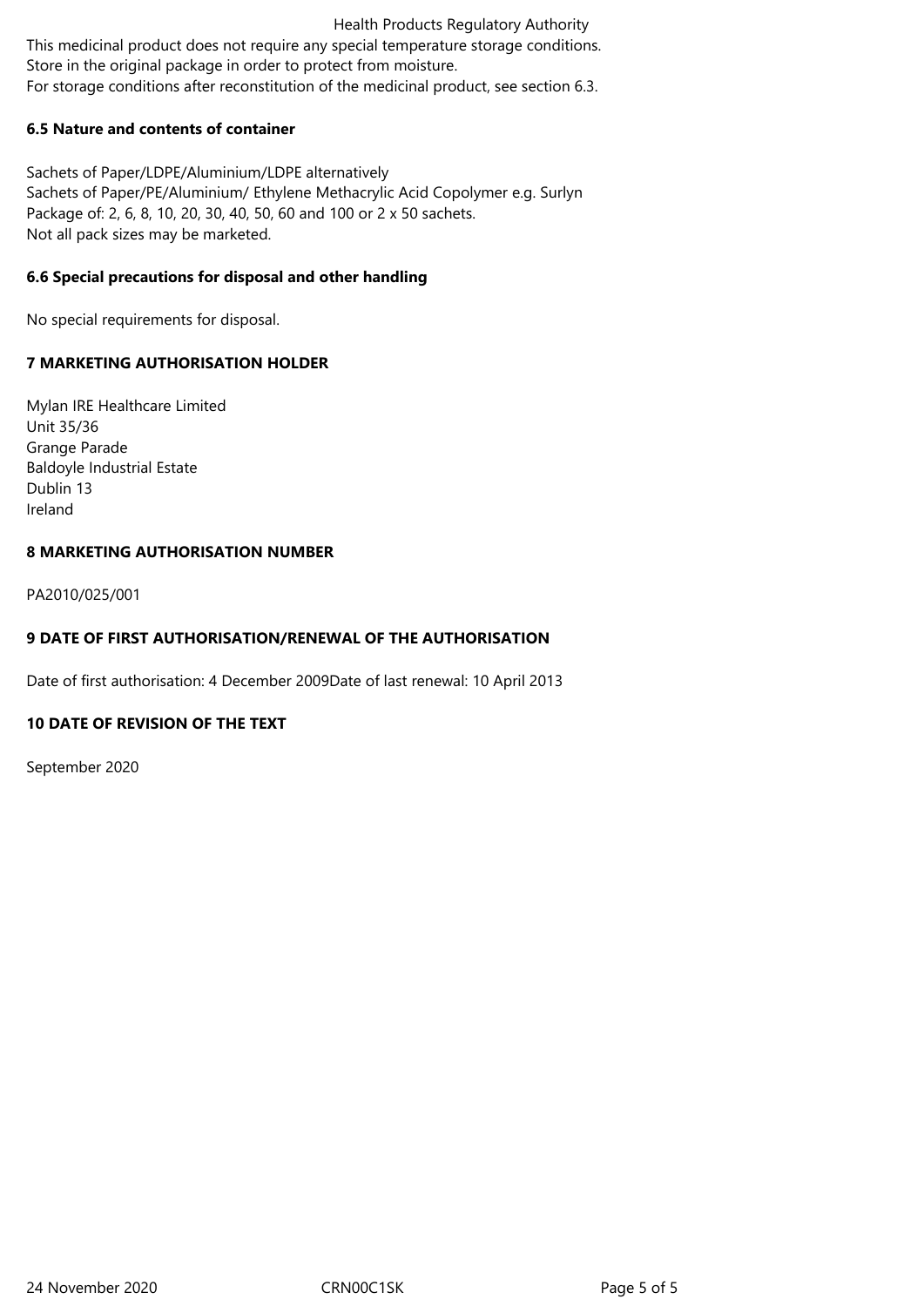This medicinal product does not require any special temperature storage conditions.
Store in the original package in order to protect from moisture.
For storage conditions after reconstitution of the medicinal product, see section 6.3.

**6.5 Nature and contents of container**

Sachets of Paper/LDPE/Aluminium/LDPE alternatively
Sachets of Paper/PE/Aluminium/ Ethylene Methacrylic Acid Copolymer e.g. Surlyn
Package of: 2, 6, 8, 10, 20, 30, 40, 50, 60 and 100 or 2 x 50 sachets.
Not all pack sizes may be marketed.

**6.6 Special precautions for disposal and other handling**

No special requirements for disposal.

## 7 MARKETING AUTHORISATION HOLDER

Mylan IRE Healthcare Limited
Unit 35/36
Grange Parade
Baldoyle Industrial Estate
Dublin 13
Ireland

## 8 MARKETING AUTHORISATION NUMBER

PA2010/025/001

## 9 DATE OF FIRST AUTHORISATION/RENEWAL OF THE AUTHORISATION

Date of first authorisation: 4 December 2009Date of last renewal: 10 April 2013

## 10 DATE OF REVISION OF THE TEXT

September 2020